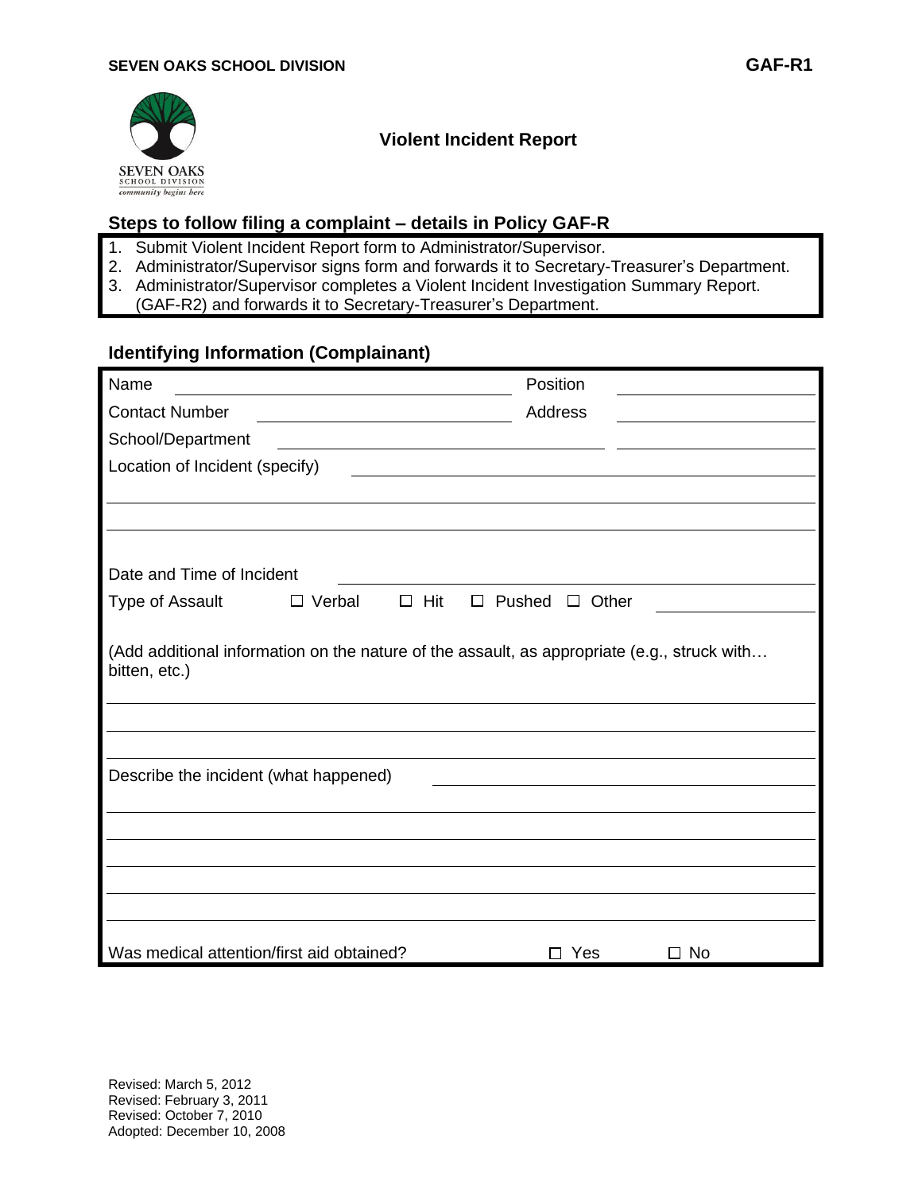**SEVEN OAKS SCHOOL DIVISION** **GAF-R1**

## Violent Incident Report

### Steps to follow filing a complaint – details in Policy GAF-R

1. Submit Violent Incident Report form to Administrator/Supervisor.
2. Administrator/Supervisor signs form and forwards it to Secretary-Treasurer's Department.
3. Administrator/Supervisor completes a Violent Incident Investigation Summary Report. (GAF-R2) and forwards it to Secretary-Treasurer's Department.

### Identifying Information (Complainant)

Name \_\_\_\_\_\_\_\_\_\_\_\_\_\_\_\_\_\_\_\_ Position \_\_\_\_\_\_\_\_\_\_\_\_\_\_\_\_\_\_\_\_

Contact Number \_\_\_\_\_\_\_\_\_\_\_\_\_\_\_\_\_\_\_\_ Address \_\_\_\_\_\_\_\_\_\_\_\_\_\_\_\_\_\_\_\_

School/Department \_\_\_\_\_\_\_\_\_\_\_\_\_\_\_\_\_\_\_\_ \_\_\_\_\_\_\_\_\_\_\_\_\_\_\_\_\_\_\_\_

Location of Incident (specify) \_\_\_\_\_\_\_\_\_\_\_\_\_\_\_\_\_\_\_\_

\_\_\_\_\_\_\_\_\_\_\_\_\_\_\_\_\_\_\_\_\_\_\_\_\_\_\_\_\_\_\_\_\_\_\_\_\_\_\_\_

\_\_\_\_\_\_\_\_\_\_\_\_\_\_\_\_\_\_\_\_\_\_\_\_\_\_\_\_\_\_\_\_\_\_\_\_\_\_\_\_

Date and Time of Incident \_\_\_\_\_\_\_\_\_\_\_\_\_\_\_\_\_\_\_\_

Type of Assault ☐ Verbal ☐ Hit ☐ Pushed ☐ Other \_\_\_\_\_\_\_\_\_\_\_\_

(Add additional information on the nature of the assault, as appropriate (e.g., struck with… bitten, etc.)

\_\_\_\_\_\_\_\_\_\_\_\_\_\_\_\_\_\_\_\_\_\_\_\_\_\_\_\_\_\_\_\_\_\_\_\_\_\_\_\_

\_\_\_\_\_\_\_\_\_\_\_\_\_\_\_\_\_\_\_\_\_\_\_\_\_\_\_\_\_\_\_\_\_\_\_\_\_\_\_\_

\_\_\_\_\_\_\_\_\_\_\_\_\_\_\_\_\_\_\_\_\_\_\_\_\_\_\_\_\_\_\_\_\_\_\_\_\_\_\_\_

Describe the incident (what happened) \_\_\_\_\_\_\_\_\_\_\_\_\_\_\_\_\_\_\_\_

\_\_\_\_\_\_\_\_\_\_\_\_\_\_\_\_\_\_\_\_\_\_\_\_\_\_\_\_\_\_\_\_\_\_\_\_\_\_\_\_

\_\_\_\_\_\_\_\_\_\_\_\_\_\_\_\_\_\_\_\_\_\_\_\_\_\_\_\_\_\_\_\_\_\_\_\_\_\_\_\_

\_\_\_\_\_\_\_\_\_\_\_\_\_\_\_\_\_\_\_\_\_\_\_\_\_\_\_\_\_\_\_\_\_\_\_\_\_\_\_\_

\_\_\_\_\_\_\_\_\_\_\_\_\_\_\_\_\_\_\_\_\_\_\_\_\_\_\_\_\_\_\_\_\_\_\_\_\_\_\_\_

\_\_\_\_\_\_\_\_\_\_\_\_\_\_\_\_\_\_\_\_\_\_\_\_\_\_\_\_\_\_\_\_\_\_\_\_\_\_\_\_

Was medical attention/first aid obtained? ☐ Yes ☐ No

Revised: March 5, 2012
Revised: February 3, 2011
Revised: October 7, 2010
Adopted: December 10, 2008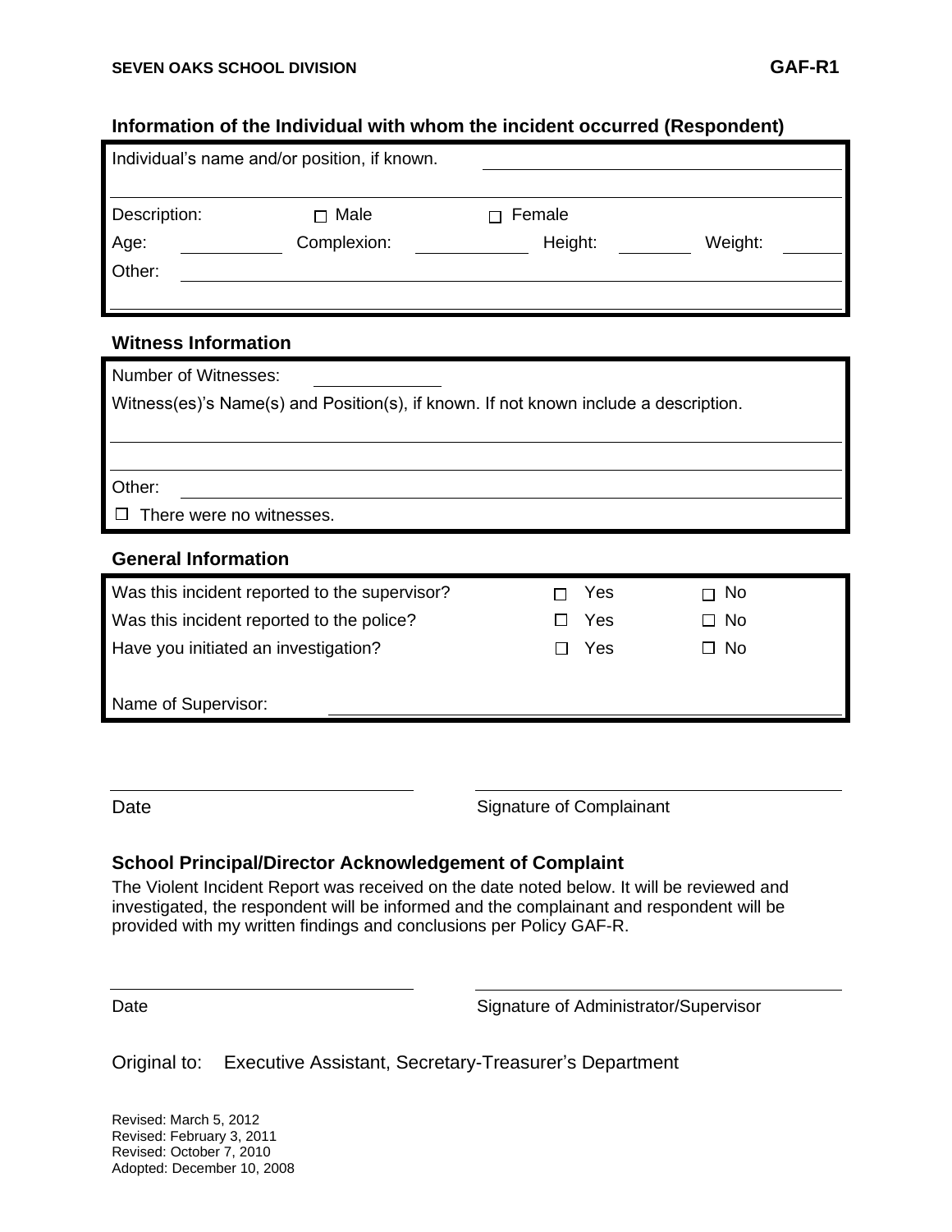## Information of the Individual with whom the incident occurred (Respondent)

Individual's name and/or position, if known. \_\_\_\_\_\_\_\_\_\_\_\_\_\_\_\_\_\_\_\_

Description: ☐ Male ☐ Female

Age: \_\_\_\_\_\_\_\_ Complexion: \_\_\_\_\_\_\_\_ Height: \_\_\_\_\_\_\_\_ Weight: \_\_\_\_\_\_\_\_

Other: \_\_\_\_\_\_\_\_\_\_\_\_\_\_\_\_\_\_\_\_

## Witness Information

Number of Witnesses: \_\_\_\_\_\_\_\_

Witness(es)'s Name(s) and Position(s), if known. If not known include a description.

\_\_\_\_\_\_\_\_\_\_\_\_\_\_\_\_\_\_\_\_

\_\_\_\_\_\_\_\_\_\_\_\_\_\_\_\_\_\_\_\_

Other: \_\_\_\_\_\_\_\_\_\_\_\_\_\_\_\_\_\_\_\_

☐ There were no witnesses.

## General Information

| | | |
|---|---|---|
| Was this incident reported to the supervisor? | ☐ Yes | ☐ No |
| Was this incident reported to the police? | ☐ Yes | ☐ No |
| Have you initiated an investigation? | ☐ Yes | ☐ No |

Name of Supervisor: \_\_\_\_\_\_\_\_\_\_\_\_\_\_\_\_\_\_\_\_

\_\_\_\_\_\_\_\_\_\_\_\_\_\_\_\_\_\_\_\_ \_\_\_\_\_\_\_\_\_\_\_\_\_\_\_\_\_\_\_\_

Date Signature of Complainant

## School Principal/Director Acknowledgement of Complaint

The Violent Incident Report was received on the date noted below. It will be reviewed and investigated, the respondent will be informed and the complainant and respondent will be provided with my written findings and conclusions per Policy GAF-R.

\_\_\_\_\_\_\_\_\_\_\_\_\_\_\_\_\_\_\_\_ \_\_\_\_\_\_\_\_\_\_\_\_\_\_\_\_\_\_\_\_

Date Signature of Administrator/Supervisor

Original to: Executive Assistant, Secretary-Treasurer's Department

Revised: March 5, 2012
Revised: February 3, 2011
Revised: October 7, 2010
Adopted: December 10, 2008